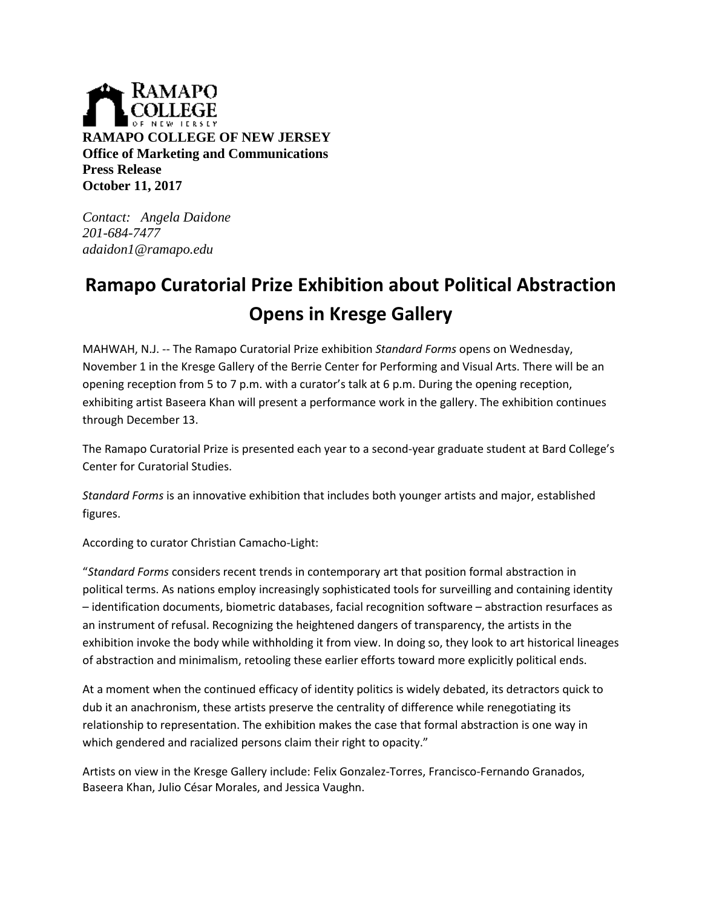**RAMAPO COLLEGE OF NEW JERSEY**
**Office of Marketing and Communications**
**Press Release**
**October 11, 2017**

*Contact: Angela Daidone*
*201-684-7477*
*adaidon1@ramapo.edu*

# Ramapo Curatorial Prize Exhibition about Political Abstraction Opens in Kresge Gallery

MAHWAH, N.J. -- The Ramapo Curatorial Prize exhibition *Standard Forms* opens on Wednesday, November 1 in the Kresge Gallery of the Berrie Center for Performing and Visual Arts. There will be an opening reception from 5 to 7 p.m. with a curator's talk at 6 p.m. During the opening reception, exhibiting artist Baseera Khan will present a performance work in the gallery. The exhibition continues through December 13.

The Ramapo Curatorial Prize is presented each year to a second-year graduate student at Bard College's Center for Curatorial Studies.

*Standard Forms* is an innovative exhibition that includes both younger artists and major, established figures.

According to curator Christian Camacho-Light:

"*Standard Forms* considers recent trends in contemporary art that position formal abstraction in political terms. As nations employ increasingly sophisticated tools for surveilling and containing identity – identification documents, biometric databases, facial recognition software – abstraction resurfaces as an instrument of refusal. Recognizing the heightened dangers of transparency, the artists in the exhibition invoke the body while withholding it from view. In doing so, they look to art historical lineages of abstraction and minimalism, retooling these earlier efforts toward more explicitly political ends.

At a moment when the continued efficacy of identity politics is widely debated, its detractors quick to dub it an anachronism, these artists preserve the centrality of difference while renegotiating its relationship to representation. The exhibition makes the case that formal abstraction is one way in which gendered and racialized persons claim their right to opacity."

Artists on view in the Kresge Gallery include: Felix Gonzalez-Torres, Francisco-Fernando Granados, Baseera Khan, Julio César Morales, and Jessica Vaughn.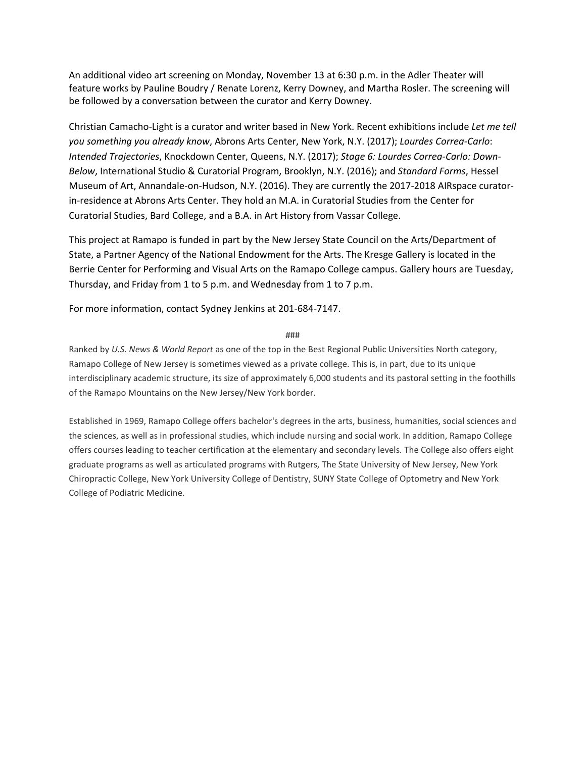An additional video art screening on Monday, November 13 at 6:30 p.m. in the Adler Theater will feature works by Pauline Boudry / Renate Lorenz, Kerry Downey, and Martha Rosler. The screening will be followed by a conversation between the curator and Kerry Downey.

Christian Camacho-Light is a curator and writer based in New York. Recent exhibitions include *Let me tell you something you already know*, Abrons Arts Center, New York, N.Y. (2017); *Lourdes Correa-Carlo*: *Intended Trajectories*, Knockdown Center, Queens, N.Y. (2017); *Stage 6: Lourdes Correa-Carlo: Down-Below*, International Studio & Curatorial Program, Brooklyn, N.Y. (2016); and *Standard Forms*, Hessel Museum of Art, Annandale-on-Hudson, N.Y. (2016). They are currently the 2017-2018 AIRspace curator-in-residence at Abrons Arts Center. They hold an M.A. in Curatorial Studies from the Center for Curatorial Studies, Bard College, and a B.A. in Art History from Vassar College.

This project at Ramapo is funded in part by the New Jersey State Council on the Arts/Department of State, a Partner Agency of the National Endowment for the Arts. The Kresge Gallery is located in the Berrie Center for Performing and Visual Arts on the Ramapo College campus. Gallery hours are Tuesday, Thursday, and Friday from 1 to 5 p.m. and Wednesday from 1 to 7 p.m.

For more information, contact Sydney Jenkins at 201-684-7147.

###

Ranked by *U.S. News & World Report* as one of the top in the Best Regional Public Universities North category, Ramapo College of New Jersey is sometimes viewed as a private college. This is, in part, due to its unique interdisciplinary academic structure, its size of approximately 6,000 students and its pastoral setting in the foothills of the Ramapo Mountains on the New Jersey/New York border.

Established in 1969, Ramapo College offers bachelor's degrees in the arts, business, humanities, social sciences and the sciences, as well as in professional studies, which include nursing and social work. In addition, Ramapo College offers courses leading to teacher certification at the elementary and secondary levels. The College also offers eight graduate programs as well as articulated programs with Rutgers, The State University of New Jersey, New York Chiropractic College, New York University College of Dentistry, SUNY State College of Optometry and New York College of Podiatric Medicine.